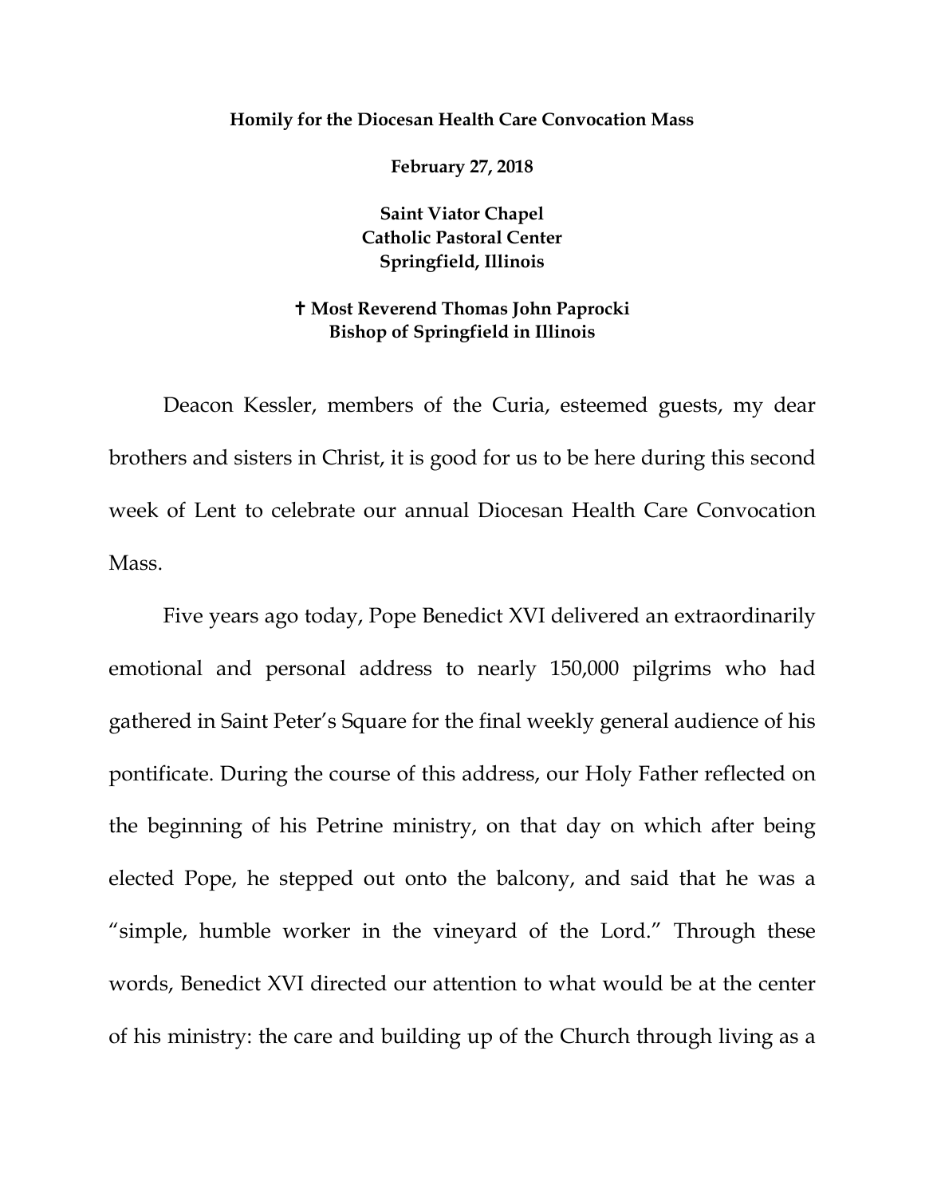**Homily for the Diocesan Health Care Convocation Mass**

**February 27, 2018**

**Saint Viator Chapel**
**Catholic Pastoral Center**
**Springfield, Illinois**

**✝ Most Reverend Thomas John Paprocki**
**Bishop of Springfield in Illinois**

Deacon Kessler, members of the Curia, esteemed guests, my dear brothers and sisters in Christ, it is good for us to be here during this second week of Lent to celebrate our annual Diocesan Health Care Convocation Mass.

Five years ago today, Pope Benedict XVI delivered an extraordinarily emotional and personal address to nearly 150,000 pilgrims who had gathered in Saint Peter's Square for the final weekly general audience of his pontificate. During the course of this address, our Holy Father reflected on the beginning of his Petrine ministry, on that day on which after being elected Pope, he stepped out onto the balcony, and said that he was a "simple, humble worker in the vineyard of the Lord." Through these words, Benedict XVI directed our attention to what would be at the center of his ministry: the care and building up of the Church through living as a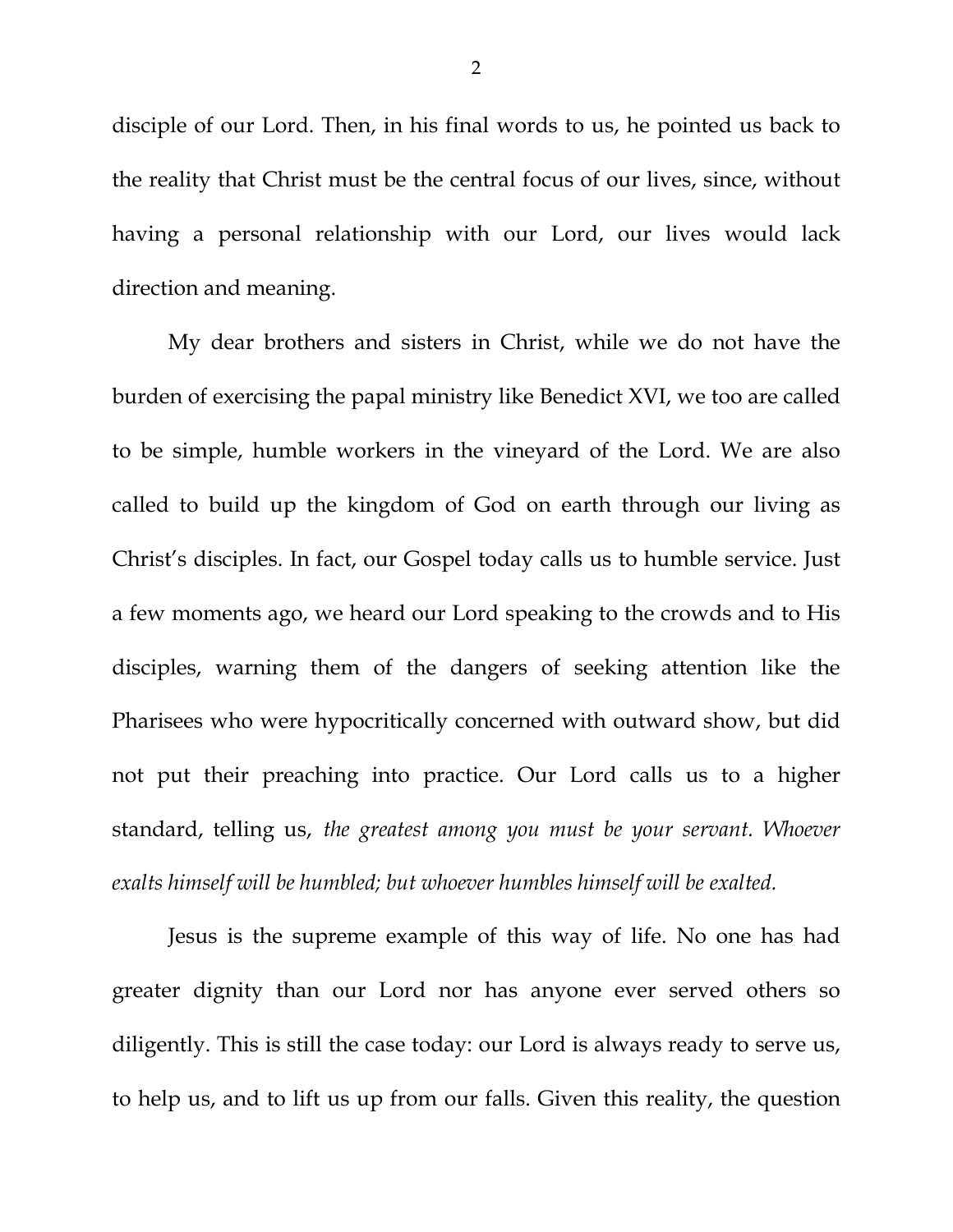disciple of our Lord. Then, in his final words to us, he pointed us back to the reality that Christ must be the central focus of our lives, since, without having a personal relationship with our Lord, our lives would lack direction and meaning.

My dear brothers and sisters in Christ, while we do not have the burden of exercising the papal ministry like Benedict XVI, we too are called to be simple, humble workers in the vineyard of the Lord. We are also called to build up the kingdom of God on earth through our living as Christ's disciples. In fact, our Gospel today calls us to humble service. Just a few moments ago, we heard our Lord speaking to the crowds and to His disciples, warning them of the dangers of seeking attention like the Pharisees who were hypocritically concerned with outward show, but did not put their preaching into practice. Our Lord calls us to a higher standard, telling us, *the greatest among you must be your servant. Whoever exalts himself will be humbled; but whoever humbles himself will be exalted.*

Jesus is the supreme example of this way of life. No one has had greater dignity than our Lord nor has anyone ever served others so diligently. This is still the case today: our Lord is always ready to serve us, to help us, and to lift us up from our falls. Given this reality, the question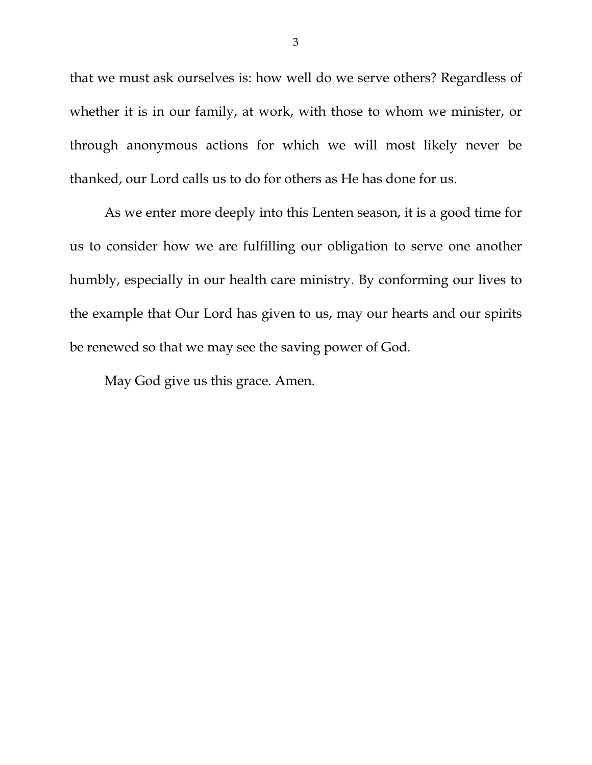that we must ask ourselves is: how well do we serve others? Regardless of whether it is in our family, at work, with those to whom we minister, or through anonymous actions for which we will most likely never be thanked, our Lord calls us to do for others as He has done for us.

As we enter more deeply into this Lenten season, it is a good time for us to consider how we are fulfilling our obligation to serve one another humbly, especially in our health care ministry. By conforming our lives to the example that Our Lord has given to us, may our hearts and our spirits be renewed so that we may see the saving power of God.

May God give us this grace. Amen.